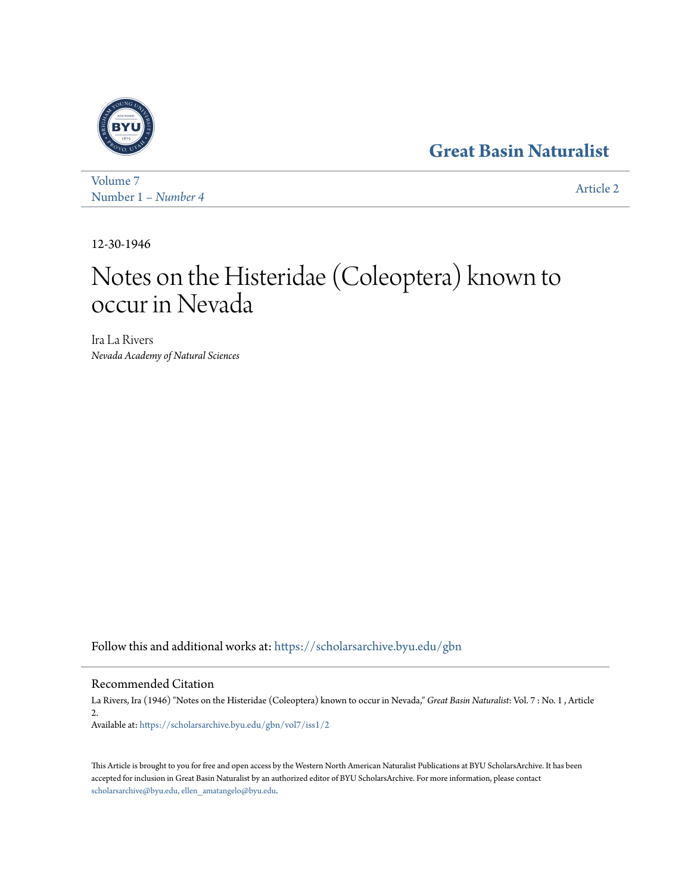Great Basin Naturalist

Volume 7
Number 1 – *Number 4*

Article 2

12-30-1946

# Notes on the Histeridae (Coleoptera) known to occur in Nevada

Ira La Rivers
*Nevada Academy of Natural Sciences*

Follow this and additional works at: https://scholarsarchive.byu.edu/gbn

## Recommended Citation

La Rivers, Ira (1946) "Notes on the Histeridae (Coleoptera) known to occur in Nevada," *Great Basin Naturalist*: Vol. 7 : No. 1 , Article 2.
Available at: https://scholarsarchive.byu.edu/gbn/vol7/iss1/2

This Article is brought to you for free and open access by the Western North American Naturalist Publications at BYU ScholarsArchive. It has been accepted for inclusion in Great Basin Naturalist by an authorized editor of BYU ScholarsArchive. For more information, please contact scholarsarchive@byu.edu, ellen_amatangelo@byu.edu.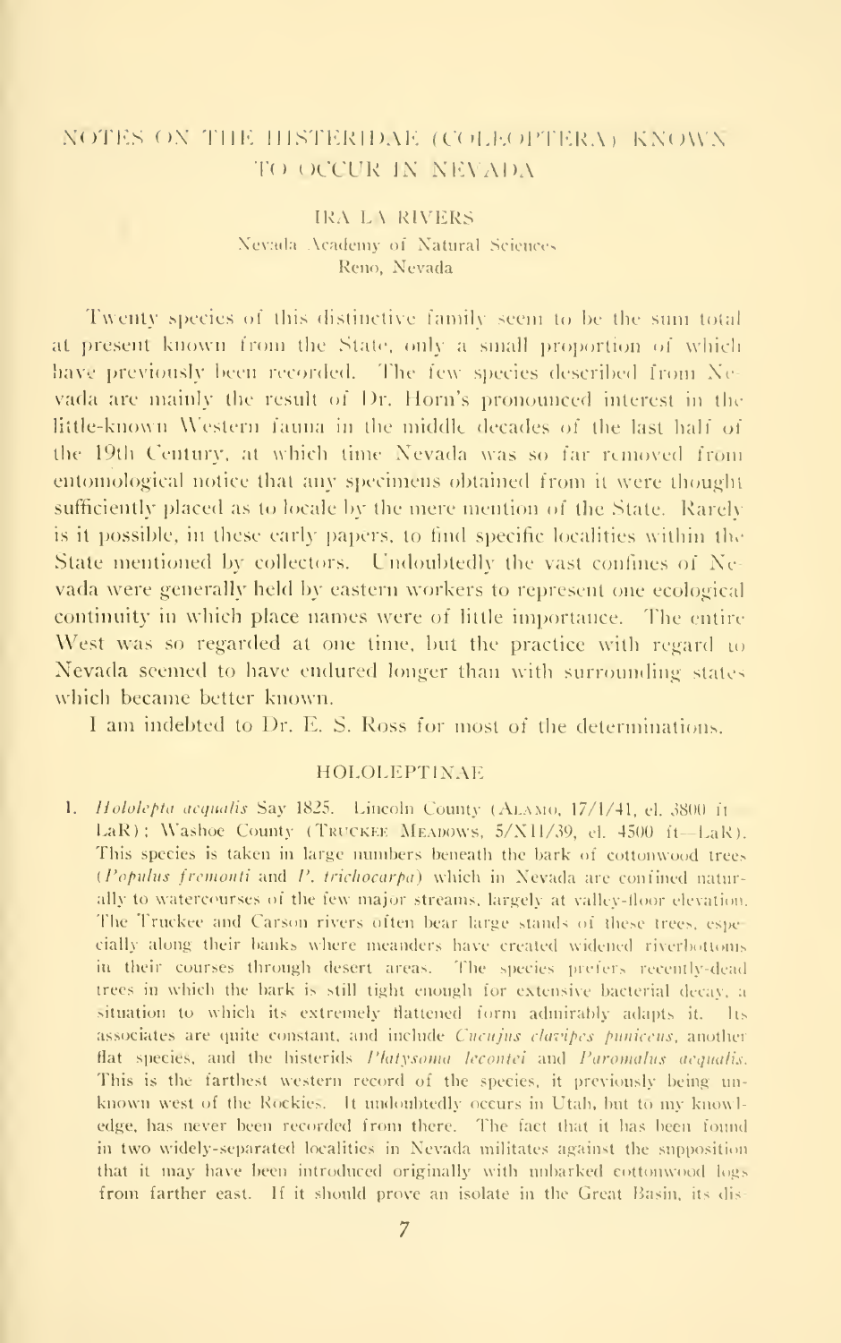# NOTES ON THE HISTERIDAE (COLEOPTERA) KNOWN TO OCCUR IN NEVADA

IRA LA RIVERS
Nevada Academy of Natural Sciences
Reno, Nevada

Twenty species of this distinctive family seem to be the sum total at present known from the State, only a small proportion of which have previously been recorded. The few species described from Nevada are mainly the result of Dr. Horn's pronounced interest in the little-known Western fauna in the middle decades of the last half of the 19th Century, at which time Nevada was so far removed from entomological notice that any specimens obtained from it were thought sufficiently placed as to locale by the mere mention of the State. Rarely is it possible, in these early papers, to find specific localities within the State mentioned by collectors. Undoubtedly the vast confines of Nevada were generally held by eastern workers to represent one ecological continuity in which place names were of little importance. The entire West was so regarded at one time, but the practice with regard to Nevada seemed to have endured longer than with surrounding states which became better known.

I am indebted to Dr. E. S. Ross for most of the determinations.

## HOLOLEPTINAE

1. *Hololepta aequalis* Say 1825. Lincoln County (ALAMO, 17/I/41, el. 3800 ft—LaR); Washoe County (TRUCKEE MEADOWS, 5/XII/39, el. 4500 ft—LaR). This species is taken in large numbers beneath the bark of cottonwood trees (*Populus fremonti* and *P. trichocarpa*) which in Nevada are confined naturally to watercourses of the few major streams, largely at valley-floor elevation. The Truckee and Carson rivers often bear large stands of these trees, especially along their banks where meanders have created widened riverbottoms in their courses through desert areas. The species prefers recently-dead trees in which the bark is still tight enough for extensive bacterial decay, a situation to which its extremely flattened form admirably adapts it. Its associates are quite constant, and include *Cucujus clavipes puniceus*, another flat species, and the histerids *Platysoma lecontei* and *Paromalus aequalis*. This is the farthest western record of the species, it previously being unknown west of the Rockies. It undoubtedly occurs in Utah, but to my knowledge, has never been recorded from there. The fact that it has been found in two widely-separated localities in Nevada militates against the supposition that it may have been introduced originally with unbarked cottonwood logs from farther east. If it should prove an isolate in the Great Basin, its dis-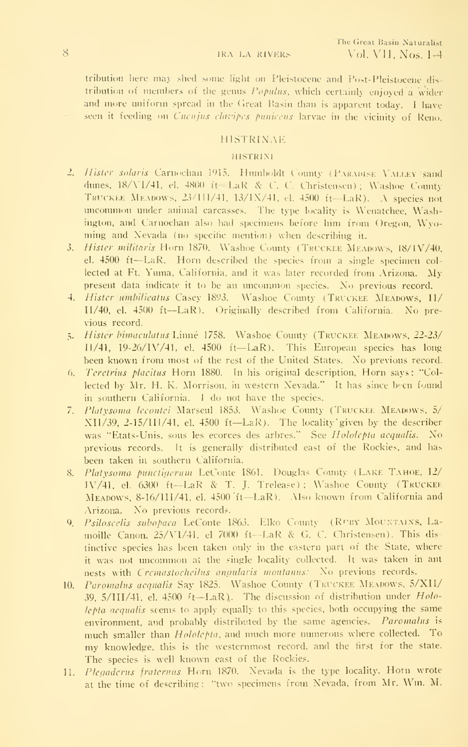tribution here may shed some light on Pleistocene and Post-Pleistocene distribution of members of the genus *Populus*, which certainly enjoyed a wider and more uniform spread in the Great Basin than is apparent today. I have seen it feeding on *Cucujus clavipes puniceus* larvae in the vicinity of Reno.

## HISTRINAE

### HISTRINI

2. *Hister solaris* Carnochan 1915. Humboldt County (PARADISE VALLEY sand dunes, 18/VI/41, el. 4800 ft—LaR & C. C. Christensen); Washoe County TRUCKEE MEADOWS, 23/III/41, 13/IX/41, el. 4500 ft—LaR). A species not uncommon under animal carcasses. The type locality is Wenatchee, Washington, and Carnochan also had specimens before him from Oregon, Wyoming and Nevada (no specific mention) when describing it.
3. *Hister militaris* Horn 1870. Washoe County (TRUCKEE MEADOWS, 18/IV/40, el. 4500 ft—LaR. Horn described the species from a single specimen collected at Ft. Yuma, California, and it was later recorded from Arizona. My present data indicate it to be an uncommon species. No previous record.
4. *Hister umbilicatus* Casey 1893. Washoe County (TRUCKEE MEADOWS, 11/II/40, el. 4500 ft—LaR). Originally described from California. No previous record.
5. *Hister bimaculatus* Linné 1758. Washoe County (TRUCKEE MEADOWS, 22-23/II/41, 19-26/IV/41, el. 4500 ft—LaR). This European species has long been known from most of the rest of the United States. No previous record.
6. *Teretrius placitus* Horn 1880. In his original description, Horn says: "Collected by Mr. H. K. Morrison, in western Nevada." It has since been found in southern California. I do not have the species.
7. *Platysoma lecontei* Marseul 1853. Washoe County (TRUCKEE MEADOWS, 5/XII/39, 2-15/III/41, el. 4500 ft—LaR). The locality given by the describer was "Etats-Unis, sous les ecorces des arbres." See *Hololepta aequalis*. No previous records. It is generally distributed east of the Rockies, and has been taken in southern California.
8. *Platysoma punctigerum* LeConte 1861. Douglas County (LAKE TAHOE, 12/IV/41, el. 6300 ft—LaR & T. J. Trelease); Washoe County (TRUCKEE MEADOWS, 8-16/III/41, el. 4500 ft—LaR). Also known from California and Arizona. No previous records.
9. *Psiloscelis subopaca* LeConte 1863. Elko County (RUBY MOUNTAINS, Lamoille Canon, 25/VI/41, el 7000 ft—LaR & G. C. Christensen). This distinctive species has been taken only in the eastern part of the State, where it was not uncommon at the single locality collected. It was taken in ant nests with *Cremastocheilus angularis montanus*. No previous records.
10. *Paromalus aequalis* Say 1825. Washoe County (TRUCKEE MEADOWS, 5/XII/39, 5/III/41, el. 4500 ft—LaR). The discussion of distribution under *Hololepta aequalis* seems to apply equally to this species, both occupying the same environment, and probably distributed by the same agencies. *Paromalus* is much smaller than *Hololepta*, and much more numerous where collected. To my knowledge, this is the westernmost record, and the first for the state. The species is well known east of the Rockies.
11. *Plegaderus fraternus* Horn 1870. Nevada is the type locality. Horn wrote at the time of describing: "two specimens from Nevada, from Mr. Wm. M.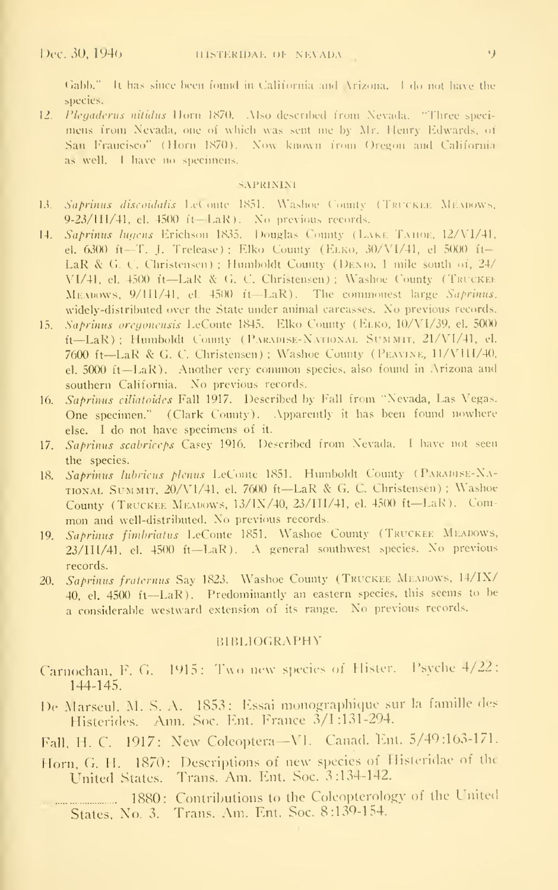Gabb." It has since been found in California and Arizona. I do not have the species.

12. *Plegaderus nitidus* Horn 1870. Also described from Nevada. "Three specimens from Nevada, one of which was sent me by Mr. Henry Edwards, of San Francisco" (Horn 1870). Now known from Oregon and California as well. I have no specimens.

## SAPRININI

13. *Saprinus discoidalis* LeConte 1851. Washoe County (Truckee Meadows, 9-23/III/41, el. 4500 ft—LaR). No previous records.
14. *Saprinus lugens* Erichson 1835. Douglas County (Lake Tahoe, 12/VI/41, el. 6300 ft—T. J. Trelease); Elko County (Elko, 30/VI/41, el 5000 ft—LaR & G. C. Christensen); Humboldt County (Denio, 1 mile south of, 24/VI/41, el. 4500 ft—LaR & G. C. Christensen); Washoe County (Truckee Meadows, 9/III/41, el. 4500 ft—LaR). The commonest large *Saprinus*, widely-distributed over the State under animal carcasses. No previous records.
15. *Saprinus oregonensis* LeConte 1845. Elko County (Elko, 10/VI/39, el. 5000 ft—LaR); Humboldt County (Paradise-National Summit, 21/VI/41, el. 7600 ft—LaR & G. C. Christensen); Washoe County (Peavine, 11/VIII/40, el. 5000 ft—LaR). Another very common species, also found in Arizona and southern California. No previous records.
16. *Saprinus ciliatoides* Fall 1917. Described by Fall from "Nevada, Las Vegas. One specimen." (Clark County). Apparently it has been found nowhere else. I do not have specimens of it.
17. *Saprinus scabriceps* Casey 1916. Described from Nevada. I have not seen the species.
18. *Saprinus lubricus plenus* LeConte 1851. Humboldt County (Paradise-National Summit, 20/VI/41, el. 7600 ft—LaR & G. C. Christensen); Washoe County (Truckee Meadows, 13/IX/40, 23/III/41, el. 4500 ft—LaR). Common and well-distributed. No previous records.
19. *Saprinus fimbriatus* LeConte 1851. Washoe County (Truckee Meadows, 23/III/41, el. 4500 ft—LaR). A general southwest species. No previous records.
20. *Saprinus fraternus* Say 1823. Washoe County (Truckee Meadows, 14/IX/40, el. 4500 ft—LaR). Predominantly an eastern species, this seems to be a considerable westward extension of its range. No previous records.

## BIBLIOGRAPHY

Carnochan, F. G. 1915: Two new species of Hister. Psyche 4/22: 144-145.

De Marseul, M. S. A. 1853: Essai monographique sur la famille des Histerides. Ann. Soc. Ent. France 3/I:131-294.

Fall, H. C. 1917: New Coleoptera—VI. Canad. Ent. 5/49:163-171.

Horn, G. H. 1870: Descriptions of new species of Histeridae of the United States. Trans. Am. Ent. Soc. 3:134-142.

———— 1880: Contributions to the Coleopterology of the United States, No. 3. Trans. Am. Ent. Soc. 8:139-154.